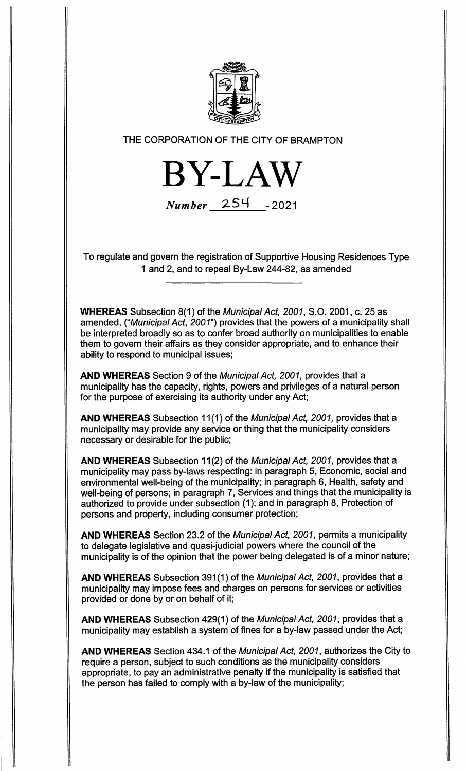THE CORPORATION OF THE CITY OF BRAMPTON

# BY-LAW

*Number* 254 - 2021

To regulate and govern the registration of Supportive Housing Residences Type 1 and 2, and to repeal By-Law 244-82, as amended

**WHEREAS** Subsection 8(1) of the *Municipal Act, 2001*, S.O. 2001, c. 25 as amended, ("*Municipal Act, 2001*") provides that the powers of a municipality shall be interpreted broadly so as to confer broad authority on municipalities to enable them to govern their affairs as they consider appropriate, and to enhance their ability to respond to municipal issues;

**AND WHEREAS** Section 9 of the *Municipal Act, 2001*, provides that a municipality has the capacity, rights, powers and privileges of a natural person for the purpose of exercising its authority under any Act;

**AND WHEREAS** Subsection 11(1) of the *Municipal Act, 2001*, provides that a municipality may provide any service or thing that the municipality considers necessary or desirable for the public;

**AND WHEREAS** Subsection 11(2) of the *Municipal Act, 2001*, provides that a municipality may pass by-laws respecting: in paragraph 5, Economic, social and environmental well-being of the municipality; in paragraph 6, Health, safety and well-being of persons; in paragraph 7, Services and things that the municipality is authorized to provide under subsection (1); and in paragraph 8, Protection of persons and property, including consumer protection;

**AND WHEREAS** Section 23.2 of the *Municipal Act, 2001*, permits a municipality to delegate legislative and quasi-judicial powers where the council of the municipality is of the opinion that the power being delegated is of a minor nature;

**AND WHEREAS** Subsection 391(1) of the *Municipal Act, 2001*, provides that a municipality may impose fees and charges on persons for services or activities provided or done by or on behalf of it;

**AND WHEREAS** Subsection 429(1) of the *Municipal Act, 2001*, provides that a municipality may establish a system of fines for a by-law passed under the Act;

**AND WHEREAS** Section 434.1 of the *Municipal Act, 2001*, authorizes the City to require a person, subject to such conditions as the municipality considers appropriate, to pay an administrative penalty if the municipality is satisfied that the person has failed to comply with a by-law of the municipality;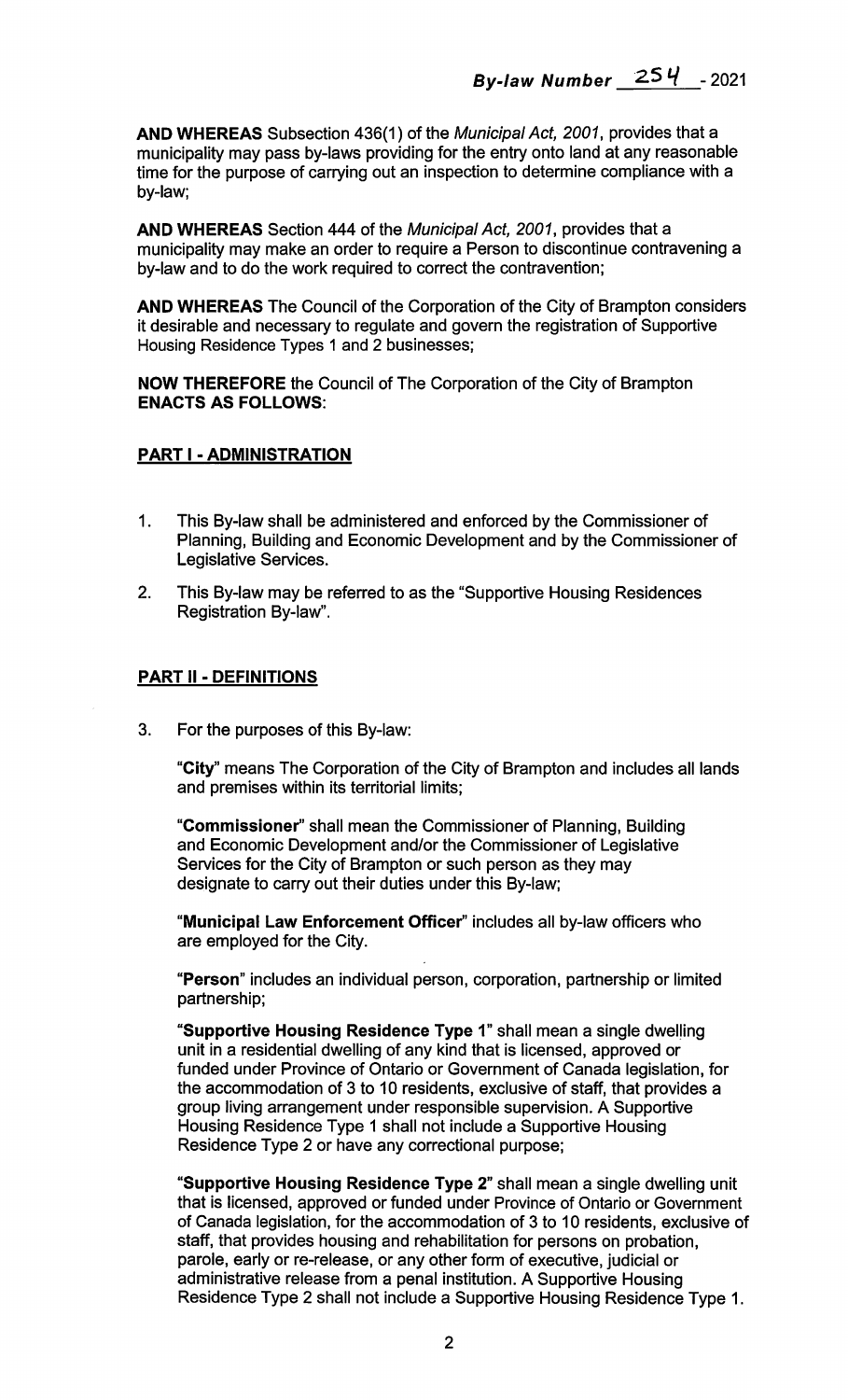**AND WHEREAS** Subsection 436(1) of the *Municipal Act, 2001*, provides that a municipality may pass by-laws providing for the entry onto land at any reasonable time for the purpose of carrying out an inspection to determine compliance with a by-law;

**AND WHEREAS** Section 444 of the *Municipal Act, 2001*, provides that a municipality may make an order to require a Person to discontinue contravening a by-law and to do the work required to correct the contravention;

**AND WHEREAS** The Council of the Corporation of the City of Brampton considers it desirable and necessary to regulate and govern the registration of Supportive Housing Residence Types 1 and 2 businesses;

**NOW THEREFORE** the Council of The Corporation of the City of Brampton **ENACTS AS FOLLOWS**:

## PART I - ADMINISTRATION

1. This By-law shall be administered and enforced by the Commissioner of Planning, Building and Economic Development and by the Commissioner of Legislative Services.

2. This By-law may be referred to as the "Supportive Housing Residences Registration By-law".

## PART II - DEFINITIONS

3. For the purposes of this By-law:

   "**City**" means The Corporation of the City of Brampton and includes all lands and premises within its territorial limits;

   "**Commissioner**" shall mean the Commissioner of Planning, Building and Economic Development and/or the Commissioner of Legislative Services for the City of Brampton or such person as they may designate to carry out their duties under this By-law;

   "**Municipal Law Enforcement Officer**" includes all by-law officers who are employed for the City.

   "**Person**" includes an individual person, corporation, partnership or limited partnership;

   "**Supportive Housing Residence Type 1**" shall mean a single dwelling unit in a residential dwelling of any kind that is licensed, approved or funded under Province of Ontario or Government of Canada legislation, for the accommodation of 3 to 10 residents, exclusive of staff, that provides a group living arrangement under responsible supervision. A Supportive Housing Residence Type 1 shall not include a Supportive Housing Residence Type 2 or have any correctional purpose;

   "**Supportive Housing Residence Type 2**" shall mean a single dwelling unit that is licensed, approved or funded under Province of Ontario or Government of Canada legislation, for the accommodation of 3 to 10 residents, exclusive of staff, that provides housing and rehabilitation for persons on probation, parole, early or re-release, or any other form of executive, judicial or administrative release from a penal institution. A Supportive Housing Residence Type 2 shall not include a Supportive Housing Residence Type 1.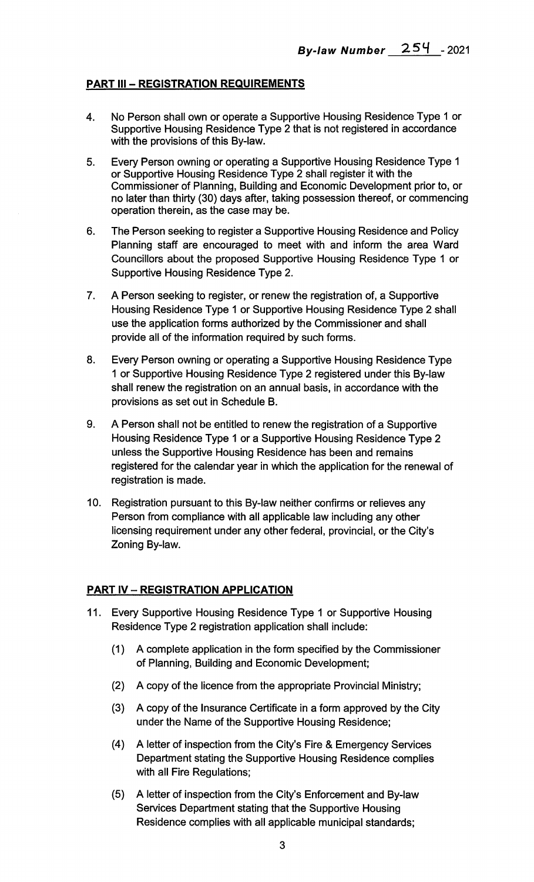**By-law Number 254 - 2021**

**PART III – REGISTRATION REQUIREMENTS**

4. No Person shall own or operate a Supportive Housing Residence Type 1 or Supportive Housing Residence Type 2 that is not registered in accordance with the provisions of this By-law.

5. Every Person owning or operating a Supportive Housing Residence Type 1 or Supportive Housing Residence Type 2 shall register it with the Commissioner of Planning, Building and Economic Development prior to, or no later than thirty (30) days after, taking possession thereof, or commencing operation therein, as the case may be.

6. The Person seeking to register a Supportive Housing Residence and Policy Planning staff are encouraged to meet with and inform the area Ward Councillors about the proposed Supportive Housing Residence Type 1 or Supportive Housing Residence Type 2.

7. A Person seeking to register, or renew the registration of, a Supportive Housing Residence Type 1 or Supportive Housing Residence Type 2 shall use the application forms authorized by the Commissioner and shall provide all of the information required by such forms.

8. Every Person owning or operating a Supportive Housing Residence Type 1 or Supportive Housing Residence Type 2 registered under this By-law shall renew the registration on an annual basis, in accordance with the provisions as set out in Schedule B.

9. A Person shall not be entitled to renew the registration of a Supportive Housing Residence Type 1 or a Supportive Housing Residence Type 2 unless the Supportive Housing Residence has been and remains registered for the calendar year in which the application for the renewal of registration is made.

10. Registration pursuant to this By-law neither confirms or relieves any Person from compliance with all applicable law including any other licensing requirement under any other federal, provincial, or the City's Zoning By-law.

**PART IV – REGISTRATION APPLICATION**

11. Every Supportive Housing Residence Type 1 or Supportive Housing Residence Type 2 registration application shall include:

    (1) A complete application in the form specified by the Commissioner of Planning, Building and Economic Development;

    (2) A copy of the licence from the appropriate Provincial Ministry;

    (3) A copy of the Insurance Certificate in a form approved by the City under the Name of the Supportive Housing Residence;

    (4) A letter of inspection from the City's Fire & Emergency Services Department stating the Supportive Housing Residence complies with all Fire Regulations;

    (5) A letter of inspection from the City's Enforcement and By-law Services Department stating that the Supportive Housing Residence complies with all applicable municipal standards;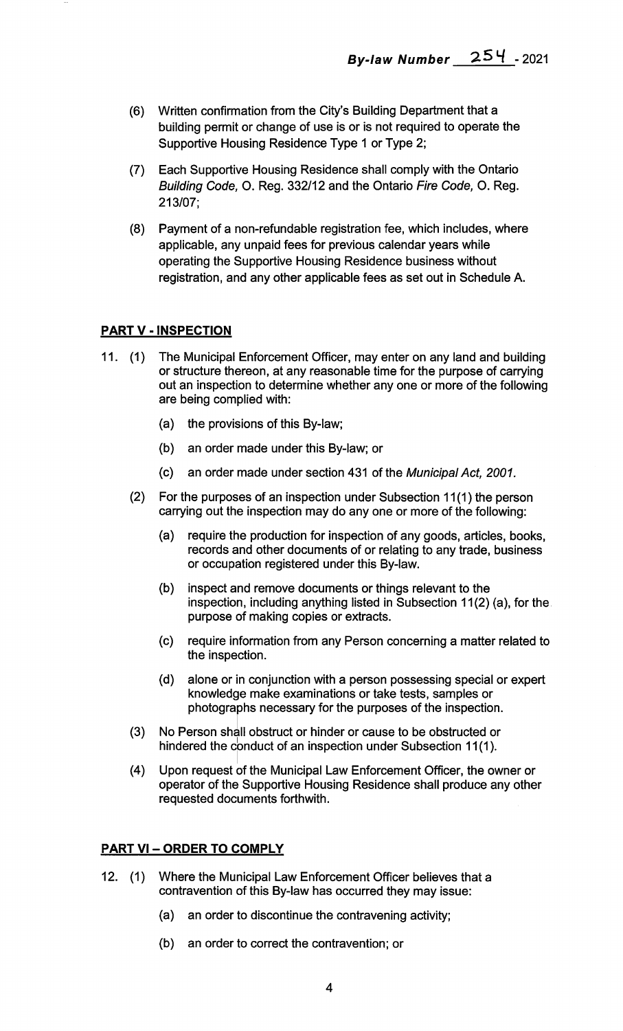(6) Written confirmation from the City's Building Department that a building permit or change of use is or is not required to operate the Supportive Housing Residence Type 1 or Type 2;

(7) Each Supportive Housing Residence shall comply with the Ontario *Building Code,* O. Reg. 332/12 and the Ontario *Fire Code,* O. Reg. 213/07;

(8) Payment of a non-refundable registration fee, which includes, where applicable, any unpaid fees for previous calendar years while operating the Supportive Housing Residence business without registration, and any other applicable fees as set out in Schedule A.

## PART V - INSPECTION

11. (1) The Municipal Enforcement Officer, may enter on any land and building or structure thereon, at any reasonable time for the purpose of carrying out an inspection to determine whether any one or more of the following are being complied with:

    (a) the provisions of this By-law;

    (b) an order made under this By-law; or

    (c) an order made under section 431 of the *Municipal Act, 2001.*

    (2) For the purposes of an inspection under Subsection 11(1) the person carrying out the inspection may do any one or more of the following:

    (a) require the production for inspection of any goods, articles, books, records and other documents of or relating to any trade, business or occupation registered under this By-law.

    (b) inspect and remove documents or things relevant to the inspection, including anything listed in Subsection 11(2) (a), for the purpose of making copies or extracts.

    (c) require information from any Person concerning a matter related to the inspection.

    (d) alone or in conjunction with a person possessing special or expert knowledge make examinations or take tests, samples or photographs necessary for the purposes of the inspection.

    (3) No Person shall obstruct or hinder or cause to be obstructed or hindered the conduct of an inspection under Subsection 11(1).

    (4) Upon request of the Municipal Law Enforcement Officer, the owner or operator of the Supportive Housing Residence shall produce any other requested documents forthwith.

## PART VI – ORDER TO COMPLY

12. (1) Where the Municipal Law Enforcement Officer believes that a contravention of this By-law has occurred they may issue:

    (a) an order to discontinue the contravening activity;

    (b) an order to correct the contravention; or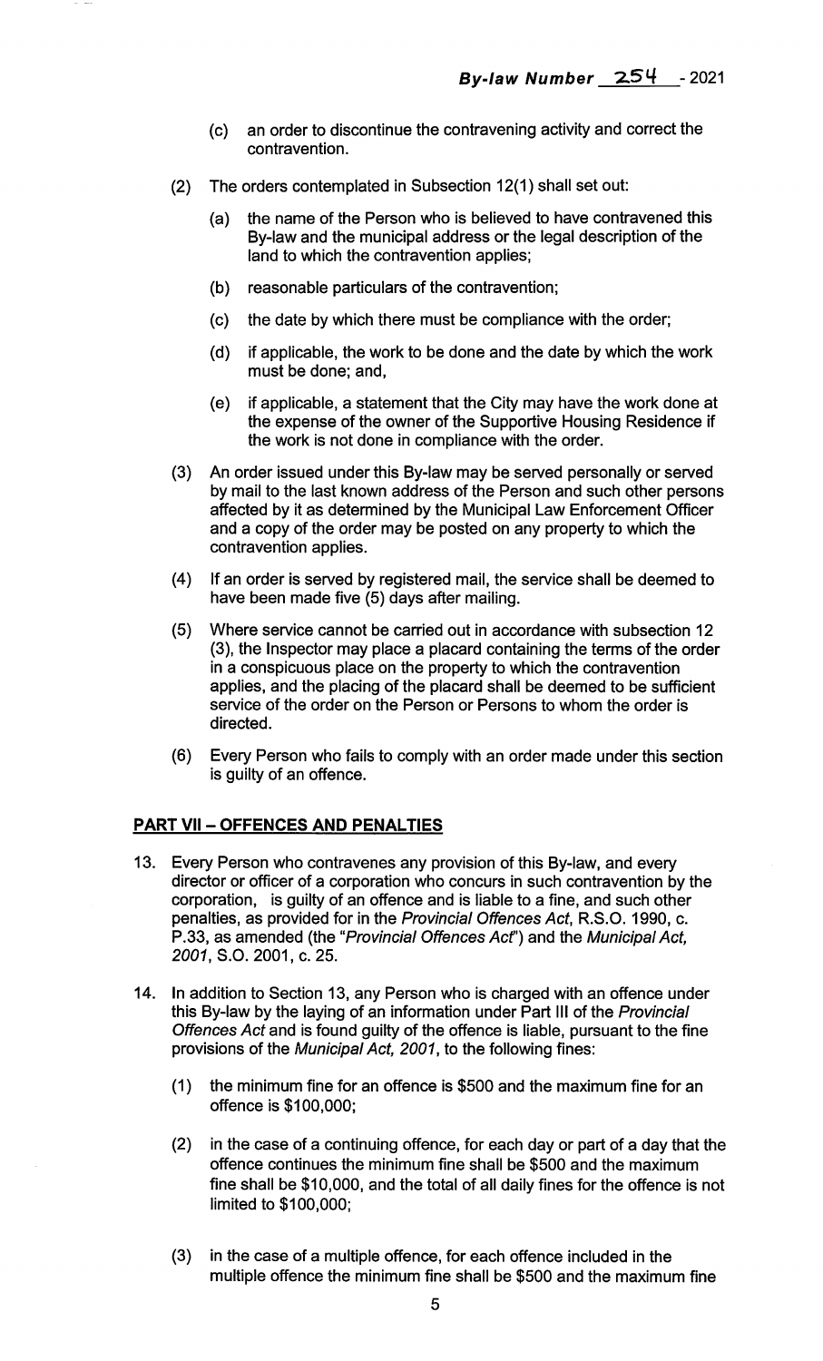(c) an order to discontinue the contravening activity and correct the contravention.

(2) The orders contemplated in Subsection 12(1) shall set out:

(a) the name of the Person who is believed to have contravened this By-law and the municipal address or the legal description of the land to which the contravention applies;

(b) reasonable particulars of the contravention;

(c) the date by which there must be compliance with the order;

(d) if applicable, the work to be done and the date by which the work must be done; and,

(e) if applicable, a statement that the City may have the work done at the expense of the owner of the Supportive Housing Residence if the work is not done in compliance with the order.

(3) An order issued under this By-law may be served personally or served by mail to the last known address of the Person and such other persons affected by it as determined by the Municipal Law Enforcement Officer and a copy of the order may be posted on any property to which the contravention applies.

(4) If an order is served by registered mail, the service shall be deemed to have been made five (5) days after mailing.

(5) Where service cannot be carried out in accordance with subsection 12 (3), the Inspector may place a placard containing the terms of the order in a conspicuous place on the property to which the contravention applies, and the placing of the placard shall be deemed to be sufficient service of the order on the Person or Persons to whom the order is directed.

(6) Every Person who fails to comply with an order made under this section is guilty of an offence.

## PART VII – OFFENCES AND PENALTIES

13. Every Person who contravenes any provision of this By-law, and every director or officer of a corporation who concurs in such contravention by the corporation, is guilty of an offence and is liable to a fine, and such other penalties, as provided for in the *Provincial Offences Act*, R.S.O. 1990, c. P.33, as amended (the "*Provincial Offences Act*") and the *Municipal Act, 2001*, S.O. 2001, c. 25.

14. In addition to Section 13, any Person who is charged with an offence under this By-law by the laying of an information under Part III of the *Provincial Offences Act* and is found guilty of the offence is liable, pursuant to the fine provisions of the *Municipal Act, 2001*, to the following fines:

(1) the minimum fine for an offence is $500 and the maximum fine for an offence is $100,000;

(2) in the case of a continuing offence, for each day or part of a day that the offence continues the minimum fine shall be $500 and the maximum fine shall be $10,000, and the total of all daily fines for the offence is not limited to $100,000;

(3) in the case of a multiple offence, for each offence included in the multiple offence the minimum fine shall be $500 and the maximum fine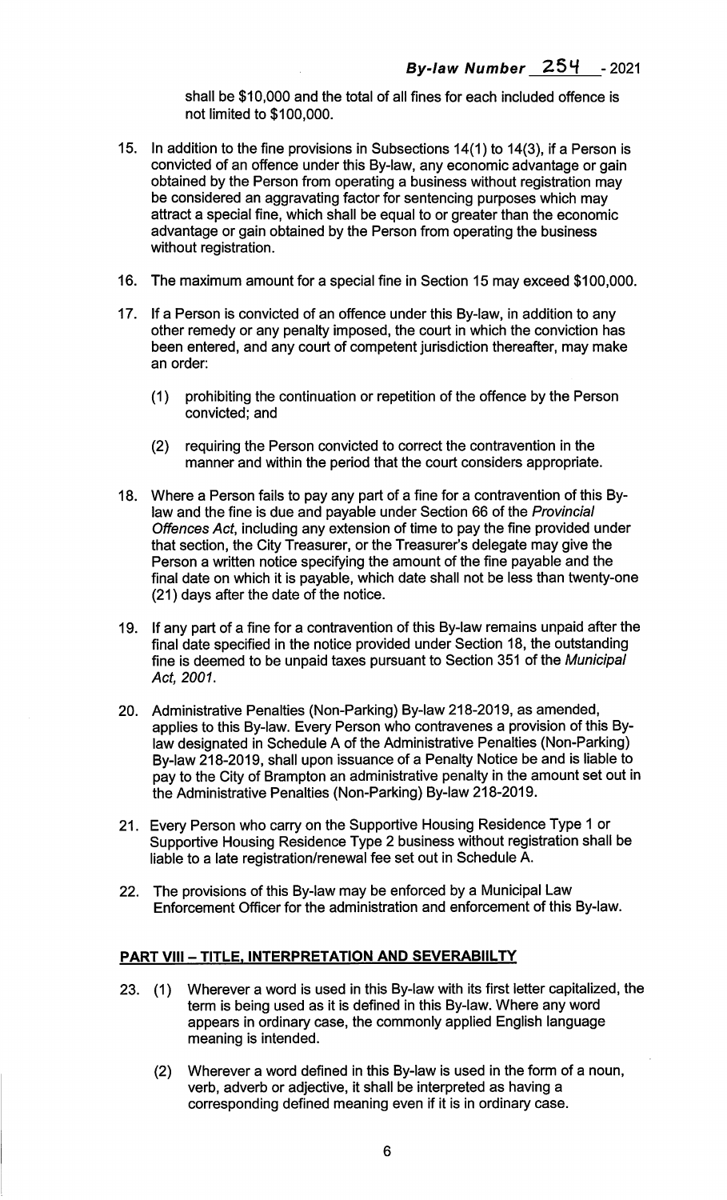shall be $10,000 and the total of all fines for each included offence is not limited to $100,000.

15. In addition to the fine provisions in Subsections 14(1) to 14(3), if a Person is convicted of an offence under this By-law, any economic advantage or gain obtained by the Person from operating a business without registration may be considered an aggravating factor for sentencing purposes which may attract a special fine, which shall be equal to or greater than the economic advantage or gain obtained by the Person from operating the business without registration.

16. The maximum amount for a special fine in Section 15 may exceed $100,000.

17. If a Person is convicted of an offence under this By-law, in addition to any other remedy or any penalty imposed, the court in which the conviction has been entered, and any court of competent jurisdiction thereafter, may make an order:

    (1) prohibiting the continuation or repetition of the offence by the Person convicted; and

    (2) requiring the Person convicted to correct the contravention in the manner and within the period that the court considers appropriate.

18. Where a Person fails to pay any part of a fine for a contravention of this By-law and the fine is due and payable under Section 66 of the *Provincial Offences Act*, including any extension of time to pay the fine provided under that section, the City Treasurer, or the Treasurer's delegate may give the Person a written notice specifying the amount of the fine payable and the final date on which it is payable, which date shall not be less than twenty-one (21) days after the date of the notice.

19. If any part of a fine for a contravention of this By-law remains unpaid after the final date specified in the notice provided under Section 18, the outstanding fine is deemed to be unpaid taxes pursuant to Section 351 of the *Municipal Act, 2001*.

20. Administrative Penalties (Non-Parking) By-law 218-2019, as amended, applies to this By-law. Every Person who contravenes a provision of this By-law designated in Schedule A of the Administrative Penalties (Non-Parking) By-law 218-2019, shall upon issuance of a Penalty Notice be and is liable to pay to the City of Brampton an administrative penalty in the amount set out in the Administrative Penalties (Non-Parking) By-law 218-2019.

21. Every Person who carry on the Supportive Housing Residence Type 1 or Supportive Housing Residence Type 2 business without registration shall be liable to a late registration/renewal fee set out in Schedule A.

22. The provisions of this By-law may be enforced by a Municipal Law Enforcement Officer for the administration and enforcement of this By-law.

**PART VIII – TITLE, INTERPRETATION AND SEVERABIILTY**

23. (1) Wherever a word is used in this By-law with its first letter capitalized, the term is being used as it is defined in this By-law. Where any word appears in ordinary case, the commonly applied English language meaning is intended.

    (2) Wherever a word defined in this By-law is used in the form of a noun, verb, adverb or adjective, it shall be interpreted as having a corresponding defined meaning even if it is in ordinary case.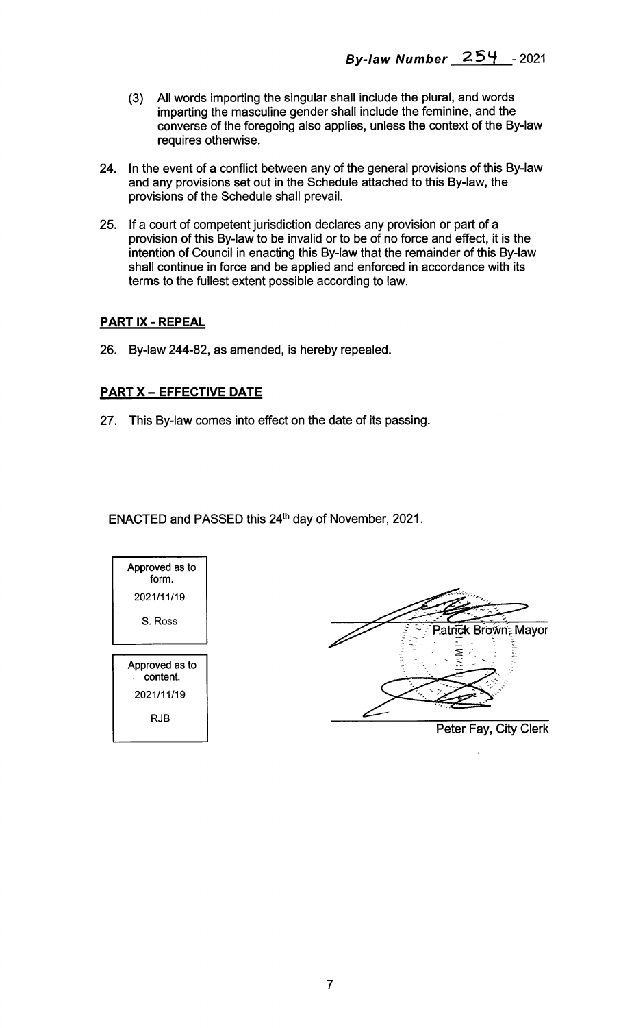(3) All words importing the singular shall include the plural, and words imparting the masculine gender shall include the feminine, and the converse of the foregoing also applies, unless the context of the By-law requires otherwise.

24. In the event of a conflict between any of the general provisions of this By-law and any provisions set out in the Schedule attached to this By-law, the provisions of the Schedule shall prevail.

25. If a court of competent jurisdiction declares any provision or part of a provision of this By-law to be invalid or to be of no force and effect, it is the intention of Council in enacting this By-law that the remainder of this By-law shall continue in force and be applied and enforced in accordance with its terms to the fullest extent possible according to law.

**PART IX - REPEAL**

26. By-law 244-82, as amended, is hereby repealed.

**PART X – EFFECTIVE DATE**

27. This By-law comes into effect on the date of its passing.

ENACTED and PASSED this 24th day of November, 2021.

| Approved as to form. |
|---|
| 2021/11/19 |
| S. Ross |

| Approved as to content. |
|---|
| 2021/11/19 |
| RJB |

Patrick Brown, Mayor

Peter Fay, City Clerk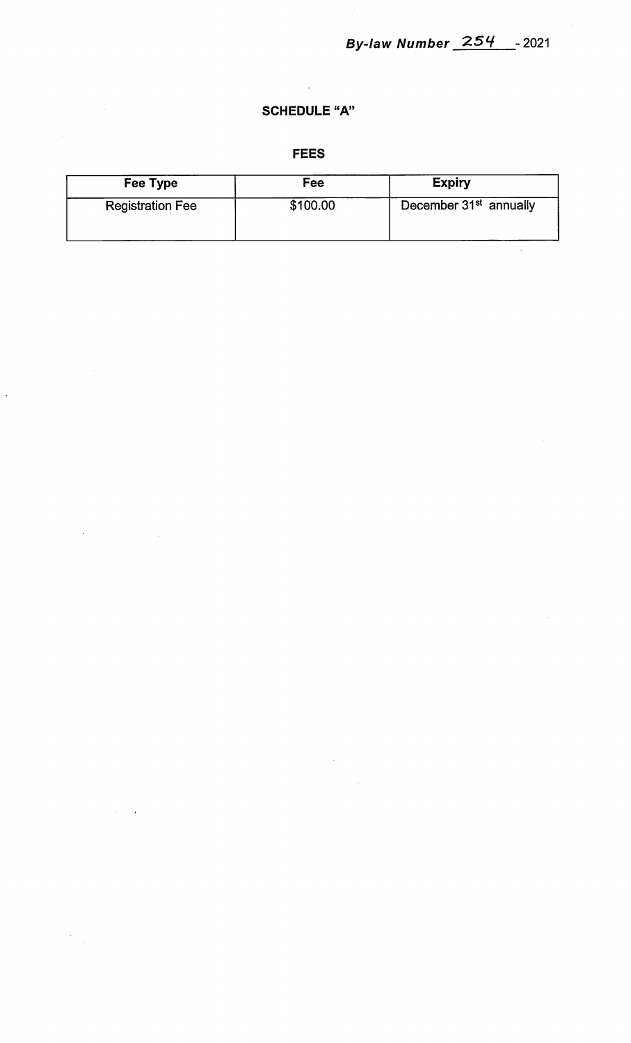***By-law Number 254 - 2021***

## SCHEDULE "A"

## FEES

| Fee Type | Fee | Expiry |
| --- | --- | --- |
| Registration Fee | $100.00 | December 31st annually |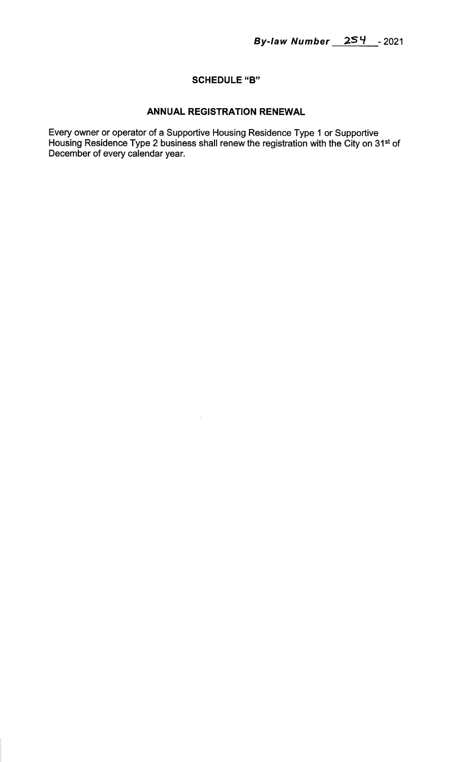*By-law Number* 254 *- 2021*

## SCHEDULE "B"

### ANNUAL REGISTRATION RENEWAL

Every owner or operator of a Supportive Housing Residence Type 1 or Supportive Housing Residence Type 2 business shall renew the registration with the City on 31st of December of every calendar year.